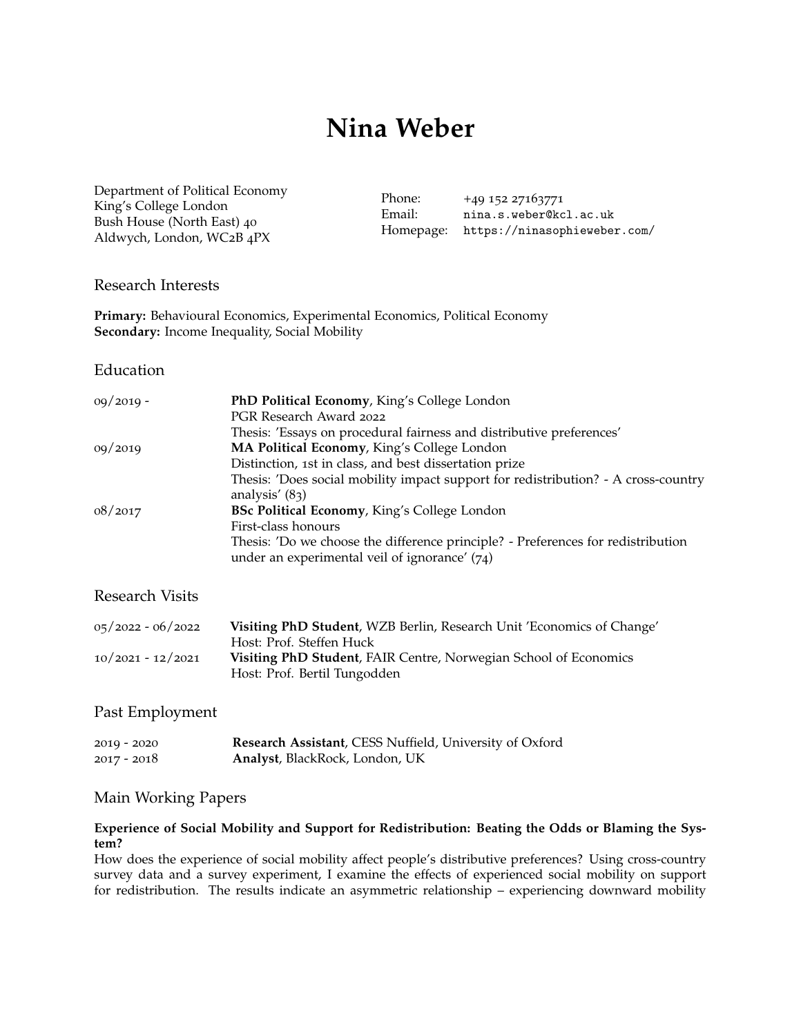# Nina Weber

Department of Political Economy
King's College London
Bush House (North East) 40
Aldwych, London, WC2B 4PX

Phone: +49 152 27163771
Email: nina.s.weber@kcl.ac.uk
Homepage: https://ninasophieweber.com/

## Research Interests

**Primary:** Behavioural Economics, Experimental Economics, Political Economy
**Secondary:** Income Inequality, Social Mobility

## Education

| | |
|---|---|
| 09/2019 - | **PhD Political Economy**, King's College London<br>PGR Research Award 2022<br>Thesis: 'Essays on procedural fairness and distributive preferences' |
| 09/2019 | **MA Political Economy**, King's College London<br>Distinction, 1st in class, and best dissertation prize<br>Thesis: 'Does social mobility impact support for redistribution? - A cross-country analysis' (83) |
| 08/2017 | **BSc Political Economy**, King's College London<br>First-class honours<br>Thesis: 'Do we choose the difference principle? - Preferences for redistribution under an experimental veil of ignorance' (74) |

## Research Visits

| | |
|---|---|
| 05/2022 - 06/2022 | **Visiting PhD Student**, WZB Berlin, Research Unit 'Economics of Change'<br>Host: Prof. Steffen Huck |
| 10/2021 - 12/2021 | **Visiting PhD Student**, FAIR Centre, Norwegian School of Economics<br>Host: Prof. Bertil Tungodden |

## Past Employment

| | |
|---|---|
| 2019 - 2020 | **Research Assistant**, CESS Nuffield, University of Oxford |
| 2017 - 2018 | **Analyst**, BlackRock, London, UK |

## Main Working Papers

**Experience of Social Mobility and Support for Redistribution: Beating the Odds or Blaming the System?**
How does the experience of social mobility affect people's distributive preferences? Using cross-country survey data and a survey experiment, I examine the effects of experienced social mobility on support for redistribution. The results indicate an asymmetric relationship – experiencing downward mobility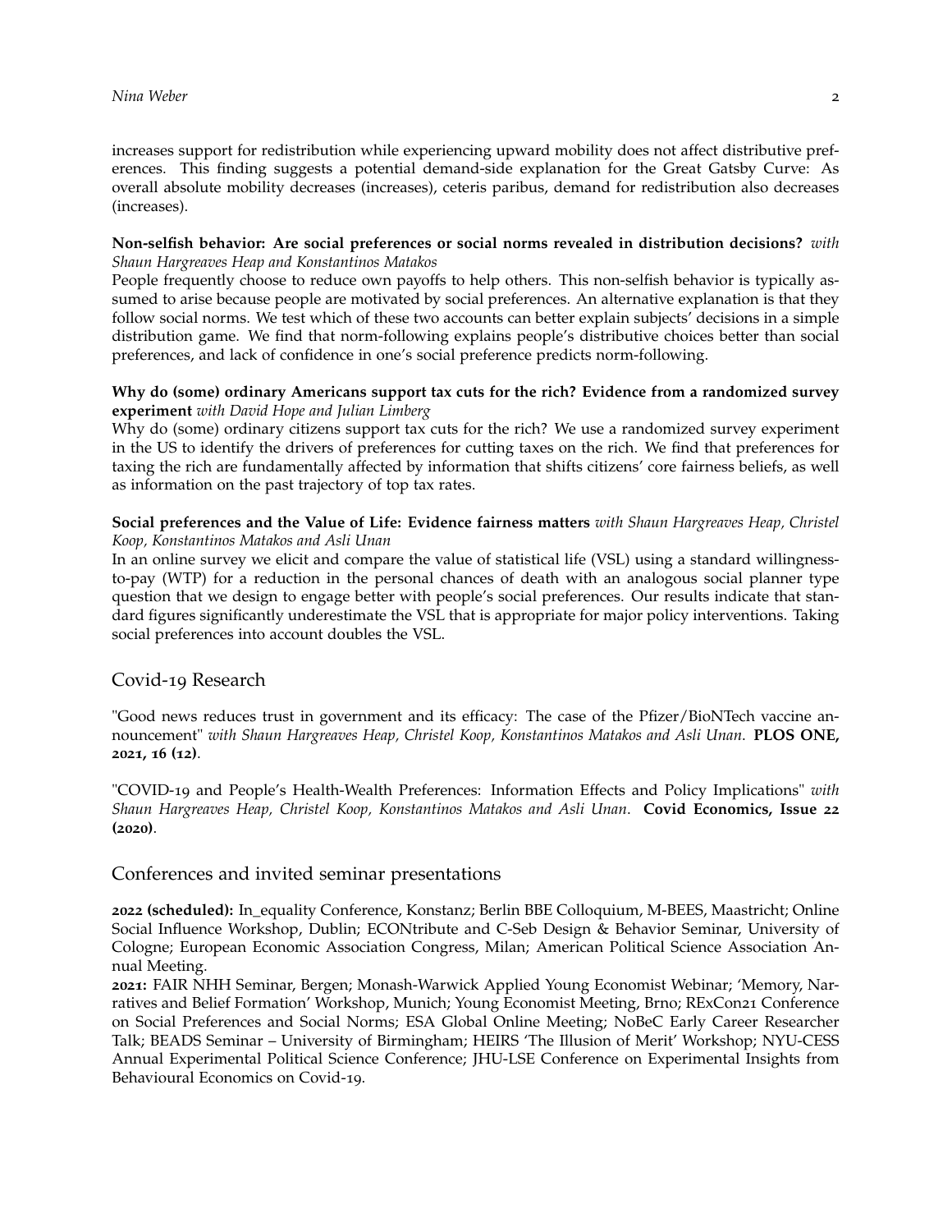increases support for redistribution while experiencing upward mobility does not affect distributive preferences. This finding suggests a potential demand-side explanation for the Great Gatsby Curve: As overall absolute mobility decreases (increases), ceteris paribus, demand for redistribution also decreases (increases).

**Non-selfish behavior: Are social preferences or social norms revealed in distribution decisions?** *with Shaun Hargreaves Heap and Konstantinos Matakos*
People frequently choose to reduce own payoffs to help others. This non-selfish behavior is typically assumed to arise because people are motivated by social preferences. An alternative explanation is that they follow social norms. We test which of these two accounts can better explain subjects' decisions in a simple distribution game. We find that norm-following explains people's distributive choices better than social preferences, and lack of confidence in one's social preference predicts norm-following.

**Why do (some) ordinary Americans support tax cuts for the rich? Evidence from a randomized survey experiment** *with David Hope and Julian Limberg*
Why do (some) ordinary citizens support tax cuts for the rich? We use a randomized survey experiment in the US to identify the drivers of preferences for cutting taxes on the rich. We find that preferences for taxing the rich are fundamentally affected by information that shifts citizens' core fairness beliefs, as well as information on the past trajectory of top tax rates.

**Social preferences and the Value of Life: Evidence fairness matters** *with Shaun Hargreaves Heap, Christel Koop, Konstantinos Matakos and Asli Unan*
In an online survey we elicit and compare the value of statistical life (VSL) using a standard willingness-to-pay (WTP) for a reduction in the personal chances of death with an analogous social planner type question that we design to engage better with people's social preferences. Our results indicate that standard figures significantly underestimate the VSL that is appropriate for major policy interventions. Taking social preferences into account doubles the VSL.

## Covid-19 Research

"Good news reduces trust in government and its efficacy: The case of the Pfizer/BioNTech vaccine announcement" *with Shaun Hargreaves Heap, Christel Koop, Konstantinos Matakos and Asli Unan*. **PLOS ONE, 2021, 16 (12)**.

"COVID-19 and People's Health-Wealth Preferences: Information Effects and Policy Implications" *with Shaun Hargreaves Heap, Christel Koop, Konstantinos Matakos and Asli Unan*. **Covid Economics, Issue 22 (2020)**.

## Conferences and invited seminar presentations

**2022 (scheduled):** In_equality Conference, Konstanz; Berlin BBE Colloquium, M-BEES, Maastricht; Online Social Influence Workshop, Dublin; ECONtribute and C-Seb Design & Behavior Seminar, University of Cologne; European Economic Association Congress, Milan; American Political Science Association Annual Meeting.
**2021:** FAIR NHH Seminar, Bergen; Monash-Warwick Applied Young Economist Webinar; 'Memory, Narratives and Belief Formation' Workshop, Munich; Young Economist Meeting, Brno; RExCon21 Conference on Social Preferences and Social Norms; ESA Global Online Meeting; NoBeC Early Career Researcher Talk; BEADS Seminar – University of Birmingham; HEIRS 'The Illusion of Merit' Workshop; NYU-CESS Annual Experimental Political Science Conference; JHU-LSE Conference on Experimental Insights from Behavioural Economics on Covid-19.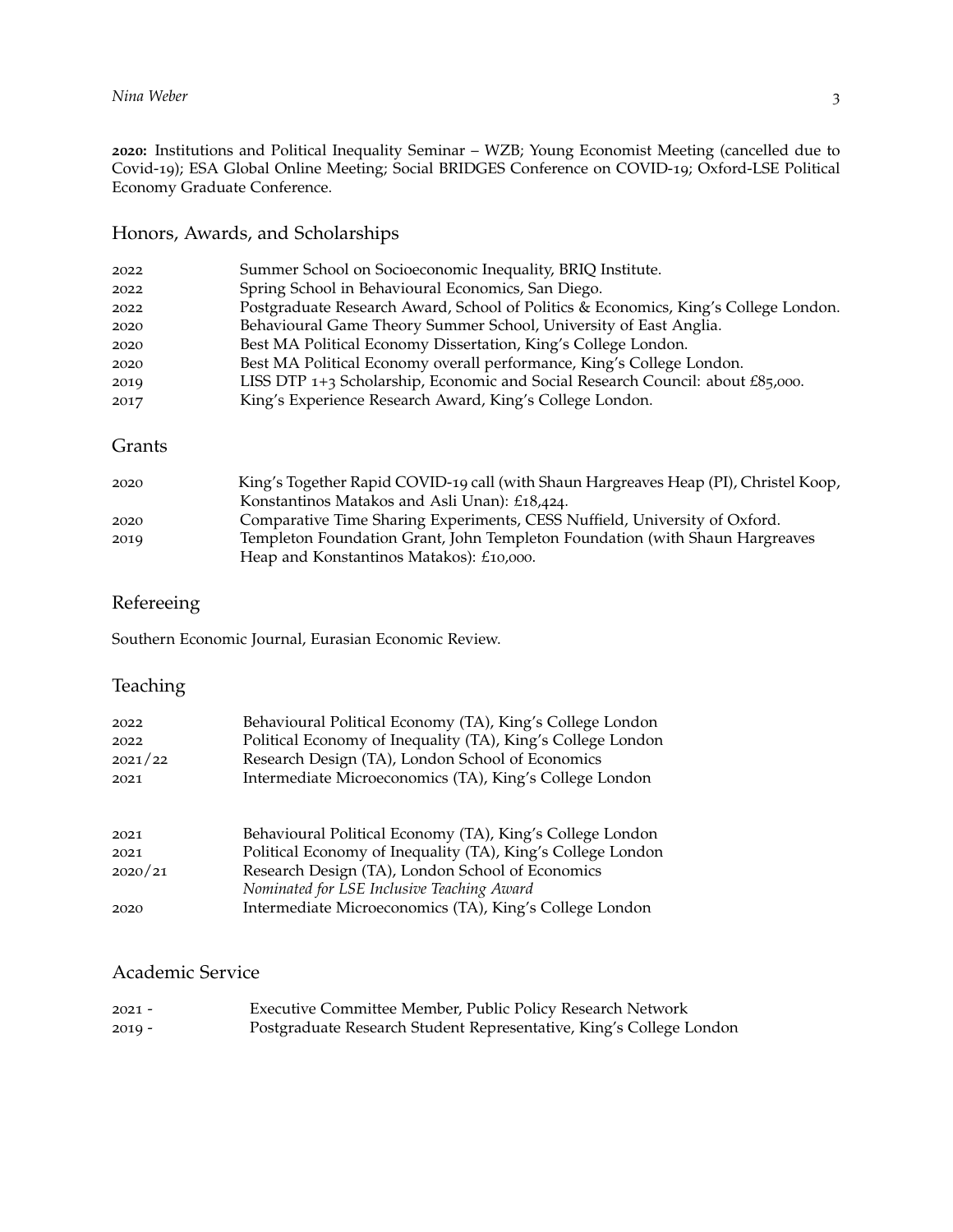**2020:** Institutions and Political Inequality Seminar – WZB; Young Economist Meeting (cancelled due to Covid-19); ESA Global Online Meeting; Social BRIDGES Conference on COVID-19; Oxford-LSE Political Economy Graduate Conference.

## Honors, Awards, and Scholarships

| | |
|---|---|
| 2022 | Summer School on Socioeconomic Inequality, BRIQ Institute. |
| 2022 | Spring School in Behavioural Economics, San Diego. |
| 2022 | Postgraduate Research Award, School of Politics & Economics, King's College London. |
| 2020 | Behavioural Game Theory Summer School, University of East Anglia. |
| 2020 | Best MA Political Economy Dissertation, King's College London. |
| 2020 | Best MA Political Economy overall performance, King's College London. |
| 2019 | LISS DTP 1+3 Scholarship, Economic and Social Research Council: about £85,000. |
| 2017 | King's Experience Research Award, King's College London. |

## Grants

| | |
|---|---|
| 2020 | King's Together Rapid COVID-19 call (with Shaun Hargreaves Heap (PI), Christel Koop, Konstantinos Matakos and Asli Unan): £18,424. |
| 2020 | Comparative Time Sharing Experiments, CESS Nuffield, University of Oxford. |
| 2019 | Templeton Foundation Grant, John Templeton Foundation (with Shaun Hargreaves Heap and Konstantinos Matakos): £10,000. |

## Refereeing

Southern Economic Journal, Eurasian Economic Review.

## Teaching

| | |
|---|---|
| 2022 | Behavioural Political Economy (TA), King's College London |
| 2022 | Political Economy of Inequality (TA), King's College London |
| 2021/22 | Research Design (TA), London School of Economics |
| 2021 | Intermediate Microeconomics (TA), King's College London |
| | |
| 2021 | Behavioural Political Economy (TA), King's College London |
| 2021 | Political Economy of Inequality (TA), King's College London |
| 2020/21 | Research Design (TA), London School of Economics *Nominated for LSE Inclusive Teaching Award* |
| 2020 | Intermediate Microeconomics (TA), King's College London |

## Academic Service

| | |
|---|---|
| 2021 - | Executive Committee Member, Public Policy Research Network |
| 2019 - | Postgraduate Research Student Representative, King's College London |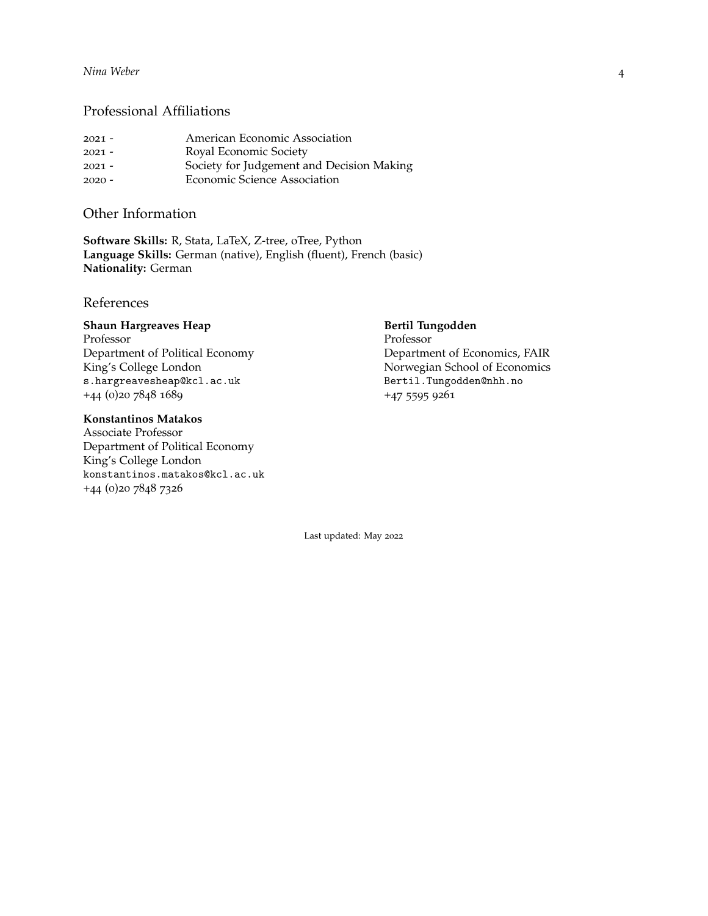## Professional Affiliations

| | |
|---|---|
| 2021 - | American Economic Association |
| 2021 - | Royal Economic Society |
| 2021 - | Society for Judgement and Decision Making |
| 2020 - | Economic Science Association |

## Other Information

**Software Skills:** R, Stata, LaTeX, Z-tree, oTree, Python
**Language Skills:** German (native), English (fluent), French (basic)
**Nationality:** German

## References

**Shaun Hargreaves Heap**
Professor
Department of Political Economy
King's College London
`s.hargreavesheap@kcl.ac.uk`
+44 (0)20 7848 1689

**Konstantinos Matakos**
Associate Professor
Department of Political Economy
King's College London
`konstantinos.matakos@kcl.ac.uk`
+44 (0)20 7848 7326

**Bertil Tungodden**
Professor
Department of Economics, FAIR
Norwegian School of Economics
`Bertil.Tungodden@nhh.no`
+47 5595 9261

Last updated: May 2022